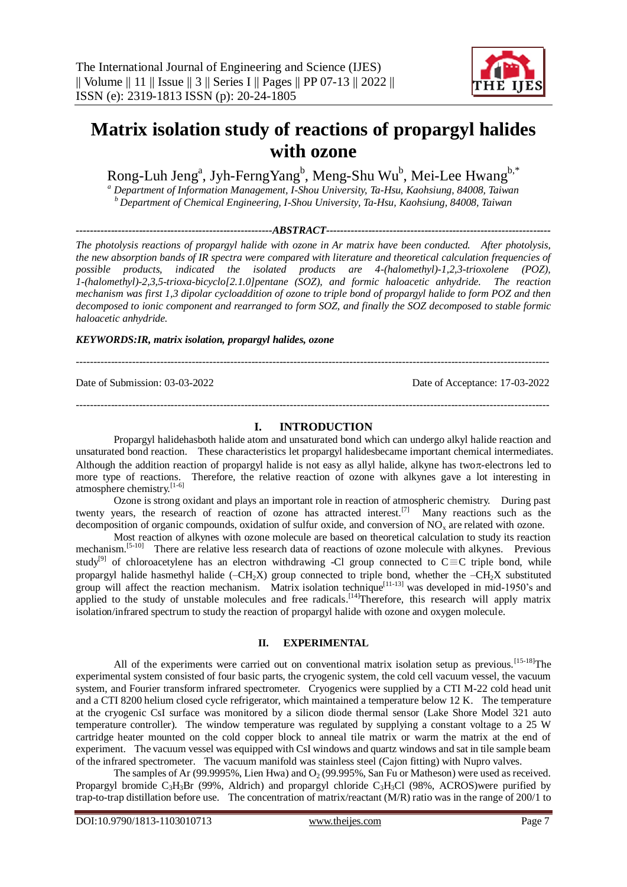# Matrix isolation study of reactions of propargyl halides with ozone

Rong-Luh Jeng[a], Jyh-FerngYang[b], Meng-Shu Wu[b], Mei-Lee Hwang[b,*]

*[a] Department of Information Management, I-Shou University, Ta-Hsu, Kaohsiung, 84008, Taiwan*
*[b] Department of Chemical Engineering, I-Shou University, Ta-Hsu, Kaohsiung, 84008, Taiwan*

**ABSTRACT**

*The photolysis reactions of propargyl halide with ozone in Ar matrix have been conducted. After photolysis, the new absorption bands of IR spectra were compared with literature and theoretical calculation frequencies of possible products, indicated the isolated products are 4-(halomethyl)-1,2,3-trioxolene (POZ), 1-(halomethyl)-2,3,5-trioxa-bicyclo[2.1.0]pentane (SOZ), and formic haloacetic anhydride. The reaction mechanism was first 1,3 dipolar cycloaddition of ozone to triple bond of propargyl halide to form POZ and then decomposed to ionic component and rearranged to form SOZ, and finally the SOZ decomposed to stable formic haloacetic anhydride.*

***KEYWORDS:IR, matrix isolation, propargyl halides, ozone***

---

Date of Submission: 03-03-2022 Date of Acceptance: 17-03-2022

---

## I. INTRODUCTION

Propargyl halidehasboth halide atom and unsaturated bond which can undergo alkyl halide reaction and unsaturated bond reaction. These characteristics let propargyl halidesbecame important chemical intermediates. Although the addition reaction of propargyl halide is not easy as allyl halide, alkyne has two$\pi$-electrons led to more type of reactions. Therefore, the relative reaction of ozone with alkynes gave a lot interesting in atmosphere chemistry.[1-6]

Ozone is strong oxidant and plays an important role in reaction of atmospheric chemistry. During past twenty years, the research of reaction of ozone has attracted interest.[7] Many reactions such as the decomposition of organic compounds, oxidation of sulfur oxide, and conversion of $NO_x$ are related with ozone.

Most reaction of alkynes with ozone molecule are based on theoretical calculation to study its reaction mechanism.[5-10] There are relative less research data of reactions of ozone molecule with alkynes. Previous study[9] of chloroacetylene has an electron withdrawing -Cl group connected to C$\equiv$C triple bond, while propargyl halide hasmethyl halide ($-CH_2X$) group connected to triple bond, whether the $-CH_2X$ substituted group will affect the reaction mechanism. Matrix isolation technique[11-13] was developed in mid-1950's and applied to the study of unstable molecules and free radicals.[14]Therefore, this research will apply matrix isolation/infrared spectrum to study the reaction of propargyl halide with ozone and oxygen molecule.

## II. EXPERIMENTAL

All of the experiments were carried out on conventional matrix isolation setup as previous.[15-18]The experimental system consisted of four basic parts, the cryogenic system, the cold cell vacuum vessel, the vacuum system, and Fourier transform infrared spectrometer. Cryogenics were supplied by a CTI M-22 cold head unit and a CTI 8200 helium closed cycle refrigerator, which maintained a temperature below 12 K. The temperature at the cryogenic CsI surface was monitored by a silicon diode thermal sensor (Lake Shore Model 321 auto temperature controller). The window temperature was regulated by supplying a constant voltage to a 25 W cartridge heater mounted on the cold copper block to anneal tile matrix or warm the matrix at the end of experiment. The vacuum vessel was equipped with CsI windows and quartz windows and sat in tile sample beam of the infrared spectrometer. The vacuum manifold was stainless steel (Cajon fitting) with Nupro valves.

The samples of Ar (99.9995%, Lien Hwa) and $O_2$ (99.995%, San Fu or Matheson) were used as received. Propargyl bromide $C_3H_3Br$ (99%, Aldrich) and propargyl chloride $C_3H_3Cl$ (98%, ACROS)were purified by trap-to-trap distillation before use. The concentration of matrix/reactant (M/R) ratio was in the range of 200/1 to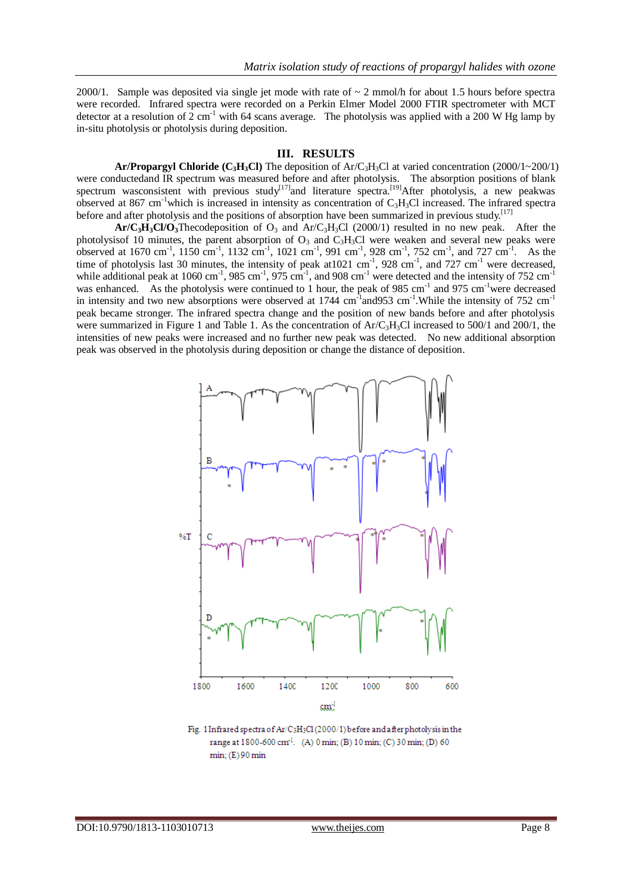2000/1. Sample was deposited via single jet mode with rate of ~ 2 mmol/h for about 1.5 hours before spectra were recorded. Infrared spectra were recorded on a Perkin Elmer Model 2000 FTIR spectrometer with MCT detector at a resolution of 2 $cm^{-1}$ with 64 scans average. The photolysis was applied with a 200 W Hg lamp by in-situ photolysis or photolysis during deposition.

## III. RESULTS

**Ar/Propargyl Chloride ($C_3H_3Cl$)** The deposition of Ar/$C_3H_3Cl$ at varied concentration (2000/1~200/1) were conductedand IR spectrum was measured before and after photolysis. The absorption positions of blank spectrum wasconsistent with previous study[17]and literature spectra.[19]After photolysis, a new peakwas observed at 867 $cm^{-1}$which is increased in intensity as concentration of $C_3H_3Cl$ increased. The infrared spectra before and after photolysis and the positions of absorption have been summarized in previous study.[17]

**Ar/$C_3H_3Cl$/$O_3$**Thecodeposition of $O_3$ and Ar/$C_3H_3Cl$ (2000/1) resulted in no new peak. After the photolysisof 10 minutes, the parent absorption of $O_3$ and $C_3H_3Cl$ were weaken and several new peaks were observed at 1670 $cm^{-1}$, 1150 $cm^{-1}$, 1132 $cm^{-1}$, 1021 $cm^{-1}$, 991 $cm^{-1}$, 928 $cm^{-1}$, 752 $cm^{-1}$, and 727 $cm^{-1}$. As the time of photolysis last 30 minutes, the intensity of peak at1021 $cm^{-1}$, 928 $cm^{-1}$, and 727 $cm^{-1}$ were decreased, while additional peak at 1060 $cm^{-1}$, 985 $cm^{-1}$, 975 $cm^{-1}$, and 908 $cm^{-1}$ were detected and the intensity of 752 $cm^{-1}$ was enhanced. As the photolysis were continued to 1 hour, the peak of 985 $cm^{-1}$ and 975 $cm^{-1}$were decreased in intensity and two new absorptions were observed at 1744 $cm^{-1}$and953 $cm^{-1}$.While the intensity of 752 $cm^{-1}$ peak became stronger. The infrared spectra change and the position of new bands before and after photolysis were summarized in Figure 1 and Table 1. As the concentration of Ar/$C_3H_3Cl$ increased to 500/1 and 200/1, the intensities of new peaks were increased and no further new peak was detected. No new additional absorption peak was observed in the photolysis during deposition or change the distance of deposition.

Fig. 1 Infrared spectra of Ar/$C_3H_3Cl$ (2000/1) before and after photolysis in the range at 1800-600 $cm^{-1}$. (A) 0 min; (B) 10 min; (C) 30 min; (D) 60 min; (E) 90 min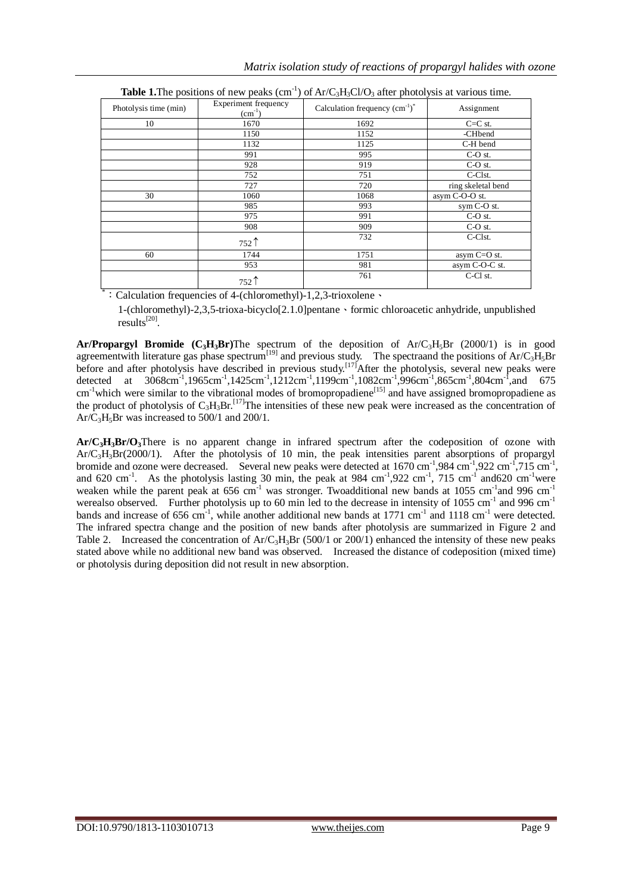**Table 1.** The positions of new peaks ($cm^{-1}$) of $Ar/C_3H_3Cl/O_3$ after photolysis at various time.

| Photolysis time (min) | Experiment frequency ($cm^{-1}$) | Calculation frequency ($cm^{-1}$)* | Assignment |
|---|---|---|---|
| 10 | 1670 | 1692 | C=C st. |
| | 1150 | 1152 | -CHbend |
| | 1132 | 1125 | C-H bend |
| | 991 | 995 | C-O st. |
| | 928 | 919 | C-O st. |
| | 752 | 751 | C-Clst. |
| | 727 | 720 | ring skeletal bend |
| 30 | 1060 | 1068 | asym C-O-O st. |
| | 985 | 993 | sym C-O st. |
| | 975 | 991 | C-O st. |
| | 908 | 909 | C-O st. |
| | 752↑ | 732 | C-Clst. |
| 60 | 1744 | 1751 | asym C=O st. |
| | 953 | 981 | asym C-O-C st. |
| | 752↑ | 761 | C-Cl st. |

*：Calculation frequencies of 4-(chloromethyl)-1,2,3-trioxolene、1-(chloromethyl)-2,3,5-trioxa-bicyclo[2.1.0]pentane、formic chloroacetic anhydride, unpublished results[20].

**Ar/Propargyl Bromide ($C_3H_3Br$)** The spectrum of the deposition of $Ar/C_3H_5Br$ (2000/1) is in good agreementwith literature gas phase spectrum[19] and previous study. The spectraand the positions of $Ar/C_3H_5Br$ before and after photolysis have described in previous study.[17] After the photolysis, several new peaks were detected at 3068$cm^{-1}$,1965$cm^{-1}$,1425$cm^{-1}$,1212$cm^{-1}$,1199$cm^{-1}$,1082$cm^{-1}$,996$cm^{-1}$,865$cm^{-1}$,804$cm^{-1}$,and 675 $cm^{-1}$which were similar to the vibrational modes of bromopropadiene[15] and have assigned bromopropadiene as the product of photolysis of $C_3H_3Br$.[17] The intensities of these new peak were increased as the concentration of $Ar/C_3H_5Br$ was increased to 500/1 and 200/1.

**$Ar/C_3H_3Br/O_3$** There is no apparent change in infrared spectrum after the codeposition of ozone with $Ar/C_3H_3Br$(2000/1). After the photolysis of 10 min, the peak intensities parent absorptions of propargyl bromide and ozone were decreased. Several new peaks were detected at 1670 $cm^{-1}$,984 $cm^{-1}$,922 $cm^{-1}$,715 $cm^{-1}$, and 620 $cm^{-1}$. As the photolysis lasting 30 min, the peak at 984 $cm^{-1}$,922 $cm^{-1}$, 715 $cm^{-1}$ and620 $cm^{-1}$were weaken while the parent peak at 656 $cm^{-1}$ was stronger. Twoadditional new bands at 1055 $cm^{-1}$and 996 $cm^{-1}$ werealso observed. Further photolysis up to 60 min led to the decrease in intensity of 1055 $cm^{-1}$ and 996 $cm^{-1}$ bands and increase of 656 $cm^{-1}$, while another additional new bands at 1771 $cm^{-1}$ and 1118 $cm^{-1}$ were detected. The infrared spectra change and the position of new bands after photolysis are summarized in Figure 2 and Table 2. Increased the concentration of $Ar/C_3H_3Br$ (500/1 or 200/1) enhanced the intensity of these new peaks stated above while no additional new band was observed. Increased the distance of codeposition (mixed time) or photolysis during deposition did not result in new absorption.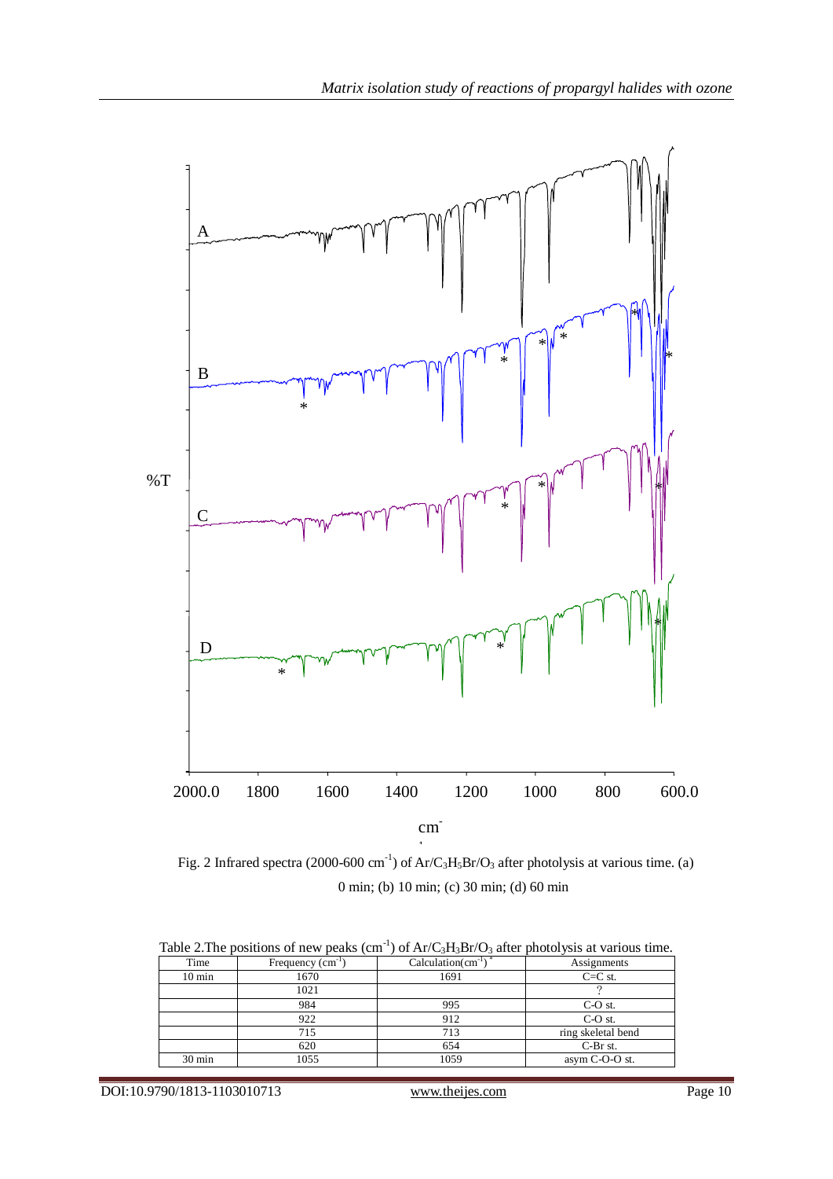Fig. 2 Infrared spectra (2000-600 $cm^{-1}$) of $Ar/C_3H_5Br/O_3$ after photolysis at various time. (a) 0 min; (b) 10 min; (c) 30 min; (d) 60 min

Table 2.The positions of new peaks ($cm^{-1}$) of $Ar/C_3H_3Br/O_3$ after photolysis at various time.

| Time | Frequency ($cm^{-1}$) | Calculation($cm^{-1}$) [*] | Assignments |
|---|---|---|---|
| 10 min | 1670 | 1691 | C=C st. |
| | 1021 | | ? |
| | 984 | 995 | C-O st. |
| | 922 | 912 | C-O st. |
| | 715 | 713 | ring skeletal bend |
| | 620 | 654 | C-Br st. |
| 30 min | 1055 | 1059 | asym C-O-O st. |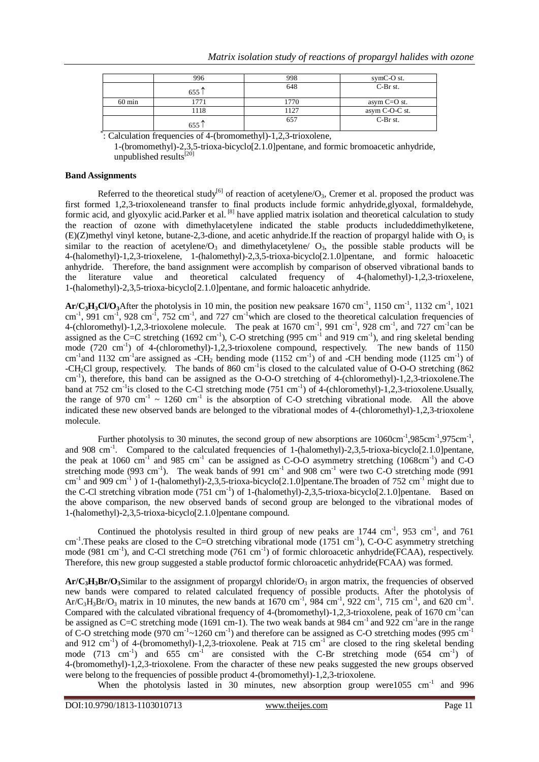|  | 996 | 998 | symC-O st. |
| --- | --- | --- | --- |
|  | 655↑ | 648 | C-Br st. |
| 60 min | 1771 | 1770 | asym C=O st. |
|  | 1118 | 1127 | asym C-O-C st. |
|  | 655↑ | 657 | C-Br st. |

*: Calculation frequencies of 4-(bromomethyl)-1,2,3-trioxolene, 1-(bromomethyl)-2,3,5-trioxa-bicyclo[2.1.0]pentane, and formic bromoacetic anhydride, unpublished results[20]

**Band Assignments**

Referred to the theoretical study[6] of reaction of acetylene/$O_3$, Cremer et al. proposed the product was first formed 1,2,3-trioxoleneand transfer to final products include formic anhydride,glyoxal, formaldehyde, formic acid, and glyoxylic acid.Parker et al. [8] have applied matrix isolation and theoretical calculation to study the reaction of ozone with dimethylacetylene indicated the stable products includeddimethylketene, (E)(Z)methyl vinyl ketone, butane-2,3-dione, and acetic anhydride.If the reaction of propargyl halide with $O_3$ is similar to the reaction of acetylene/$O_3$ and dimethylacetylene/ $O_3$, the possible stable products will be 4-(halomethyl)-1,2,3-trioxelene, 1-(halomethyl)-2,3,5-trioxa-bicyclo[2.1.0]pentane, and formic haloacetic anhydride. Therefore, the band assignment were accomplish by comparison of observed vibrational bands to the literature value and theoretical calculated frequency of 4-(halomethyl)-1,2,3-trioxelene, 1-(halomethyl)-2,3,5-trioxa-bicyclo[2.1.0]pentane, and formic haloacetic anhydride.

**Ar/$C_3H_3Cl$/$O_3$**After the photolysis in 10 min, the position new peaksare 1670 $cm^{-1}$, 1150 $cm^{-1}$, 1132 $cm^{-1}$, 1021 $cm^{-1}$, 991 $cm^{-1}$, 928 $cm^{-1}$, 752 $cm^{-1}$, and 727 $cm^{-1}$which are closed to the theoretical calculation frequencies of 4-(chloromethyl)-1,2,3-trioxolene molecule. The peak at 1670 $cm^{-1}$, 991 $cm^{-1}$, 928 $cm^{-1}$, and 727 $cm^{-1}$can be assigned as the C=C stretching (1692 $cm^{-1}$), C-O stretching (995 $cm^{-1}$ and 919 $cm^{-1}$), and ring skeletal bending mode (720 $cm^{-1}$) of 4-(chloromethyl)-1,2,3-trioxolene compound, respectively. The new bands of 1150 $cm^{-1}$and 1132 $cm^{-1}$are assigned as -$CH_2$ bending mode (1152 $cm^{-1}$) of and -CH bending mode (1125 $cm^{-1}$) of -$CH_2$Cl group, respectively. The bands of 860 $cm^{-1}$is closed to the calculated value of O-O-O stretching (862 $cm^{-1}$), therefore, this band can be assigned as the O-O-O stretching of 4-(chloromethyl)-1,2,3-trioxolene.The band at 752 $cm^{-1}$is closed to the C-Cl stretching mode (751 $cm^{-1}$) of 4-(chloromethyl)-1,2,3-trioxolene.Usually, the range of 970 $cm^{-1}$ ~ 1260 $cm^{-1}$ is the absorption of C-O stretching vibrational mode. All the above indicated these new observed bands are belonged to the vibrational modes of 4-(chloromethyl)-1,2,3-trioxolene molecule.

Further photolysis to 30 minutes, the second group of new absorptions are 1060$cm^{-1}$,985$cm^{-1}$,975$cm^{-1}$, and 908 $cm^{-1}$. Compared to the calculated frequencies of 1-(halomethyl)-2,3,5-trioxa-bicyclo[2.1.0]pentane, the peak at 1060 $cm^{-1}$ and 985 $cm^{-1}$ can be assigned as C-O-O asymmetry stretching (1068$cm^{-1}$) and C-O stretching mode (993 $cm^{-1}$). The weak bands of 991 $cm^{-1}$ and 908 $cm^{-1}$ were two C-O stretching mode (991 $cm^{-1}$ and 909 $cm^{-1}$ ) of 1-(halomethyl)-2,3,5-trioxa-bicyclo[2.1.0]pentane.The broaden of 752 $cm^{-1}$ might due to the C-Cl stretching vibration mode (751 $cm^{-1}$) of 1-(halomethyl)-2,3,5-trioxa-bicyclo[2.1.0]pentane. Based on the above comparison, the new observed bands of second group are belonged to the vibrational modes of 1-(halomethyl)-2,3,5-trioxa-bicyclo[2.1.0]pentane compound.

Continued the photolysis resulted in third group of new peaks are 1744 $cm^{-1}$, 953 $cm^{-1}$, and 761 $cm^{-1}$.These peaks are closed to the C=O stretching vibrational mode (1751 $cm^{-1}$), C-O-C asymmetry stretching mode (981 $cm^{-1}$), and C-Cl stretching mode (761 $cm^{-1}$) of formic chloroacetic anhydride(FCAA), respectively. Therefore, this new group suggested a stable productof formic chloroacetic anhydride(FCAA) was formed.

**Ar/$C_3H_3Br$/$O_3$**Similar to the assignment of propargyl chloride/$O_3$ in argon matrix, the frequencies of observed new bands were compared to related calculated frequency of possible products. After the photolysis of Ar/$C_3H_3Br$/$O_3$ matrix in 10 minutes, the new bands at 1670 $cm^{-1}$, 984 $cm^{-1}$, 922 $cm^{-1}$, 715 $cm^{-1}$, and 620 $cm^{-1}$. Compared with the calculated vibrational frequency of 4-(bromomethyl)-1,2,3-trioxolene, peak of 1670 $cm^{-1}$can be assigned as C=C stretching mode (1691 cm-1). The two weak bands at 984 $cm^{-1}$ and 922 $cm^{-1}$are in the range of C-O stretching mode (970 $cm^{-1}$~1260 $cm^{-1}$) and therefore can be assigned as C-O stretching modes (995 $cm^{-1}$ and 912 $cm^{-1}$) of 4-(bromomethyl)-1,2,3-trioxolene. Peak at 715 $cm^{-1}$ are closed to the ring skeletal bending mode (713 $cm^{-1}$) and 655 $cm^{-1}$ are consisted with the C-Br stretching mode (654 $cm^{-1}$) of 4-(bromomethyl)-1,2,3-trioxolene. From the character of these new peaks suggested the new groups observed were belong to the frequencies of possible product 4-(bromomethyl)-1,2,3-trioxolene.

When the photolysis lasted in 30 minutes, new absorption group were1055 $cm^{-1}$ and 996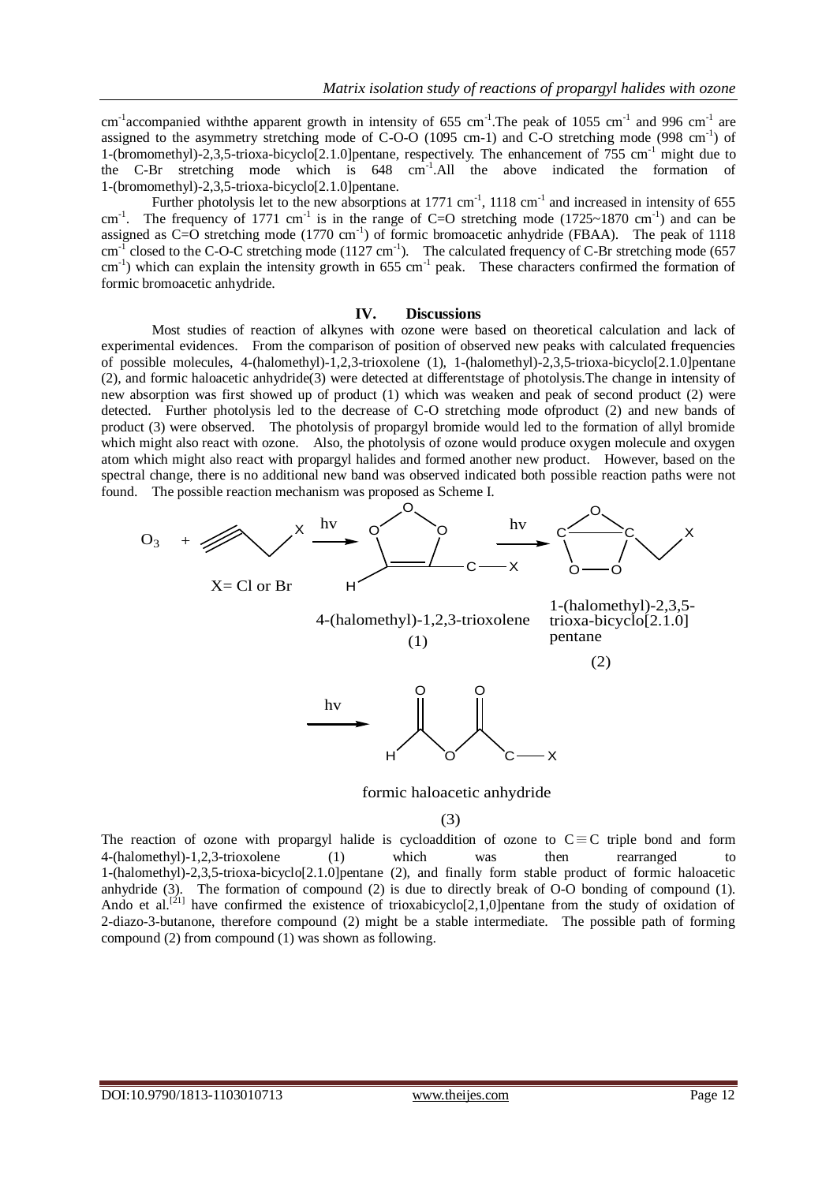$cm^{-1}$accompanied withthe apparent growth in intensity of 655 $cm^{-1}$.The peak of 1055 $cm^{-1}$ and 996 $cm^{-1}$ are assigned to the asymmetry stretching mode of C-O-O (1095 cm-1) and C-O stretching mode (998 $cm^{-1}$) of 1-(bromomethyl)-2,3,5-trioxa-bicyclo[2.1.0]pentane, respectively. The enhancement of 755 $cm^{-1}$ might due to the C-Br stretching mode which is 648 $cm^{-1}$.All the above indicated the formation of 1-(bromomethyl)-2,3,5-trioxa-bicyclo[2.1.0]pentane.

Further photolysis let to the new absorptions at 1771 $cm^{-1}$, 1118 $cm^{-1}$ and increased in intensity of 655 $cm^{-1}$. The frequency of 1771 $cm^{-1}$ is in the range of C=O stretching mode (1725~1870 $cm^{-1}$) and can be assigned as C=O stretching mode (1770 $cm^{-1}$) of formic bromoacetic anhydride (FBAA). The peak of 1118 $cm^{-1}$ closed to the C-O-C stretching mode (1127 $cm^{-1}$). The calculated frequency of C-Br stretching mode (657 $cm^{-1}$) which can explain the intensity growth in 655 $cm^{-1}$ peak. These characters confirmed the formation of formic bromoacetic anhydride.

## IV. Discussions

Most studies of reaction of alkynes with ozone were based on theoretical calculation and lack of experimental evidences. From the comparison of position of observed new peaks with calculated frequencies of possible molecules, 4-(halomethyl)-1,2,3-trioxolene (1), 1-(halomethyl)-2,3,5-trioxa-bicyclo[2.1.0]pentane (2), and formic haloacetic anhydride(3) were detected at differentstage of photolysis.The change in intensity of new absorption was first showed up of product (1) which was weaken and peak of second product (2) were detected. Further photolysis led to the decrease of C-O stretching mode ofproduct (2) and new bands of product (3) were observed. The photolysis of propargyl bromide would led to the formation of allyl bromide which might also react with ozone. Also, the photolysis of ozone would produce oxygen molecule and oxygen atom which might also react with propargyl halides and formed another new product. However, based on the spectral change, there is no additional new band was observed indicated both possible reaction paths were not found. The possible reaction mechanism was proposed as Scheme I.

$O_3$ + propargyl halide (X= Cl or Br) $\xrightarrow{h\nu}$ 4-(halomethyl)-1,2,3-trioxolene (1) $\xrightarrow{h\nu}$ 1-(halomethyl)-2,3,5-trioxa-bicyclo[2.1.0] pentane (2) $\xrightarrow{h\nu}$ formic haloacetic anhydride (3)

The reaction of ozone with propargyl halide is cycloaddition of ozone to C≡C triple bond and form 4-(halomethyl)-1,2,3-trioxolene (1) which was then rearranged to 1-(halomethyl)-2,3,5-trioxa-bicyclo[2.1.0]pentane (2), and finally form stable product of formic haloacetic anhydride (3). The formation of compound (2) is due to directly break of O-O bonding of compound (1). Ando et al.[21] have confirmed the existence of trioxabicyclo[2,1,0]pentane from the study of oxidation of 2-diazo-3-butanone, therefore compound (2) might be a stable intermediate. The possible path of forming compound (2) from compound (1) was shown as following.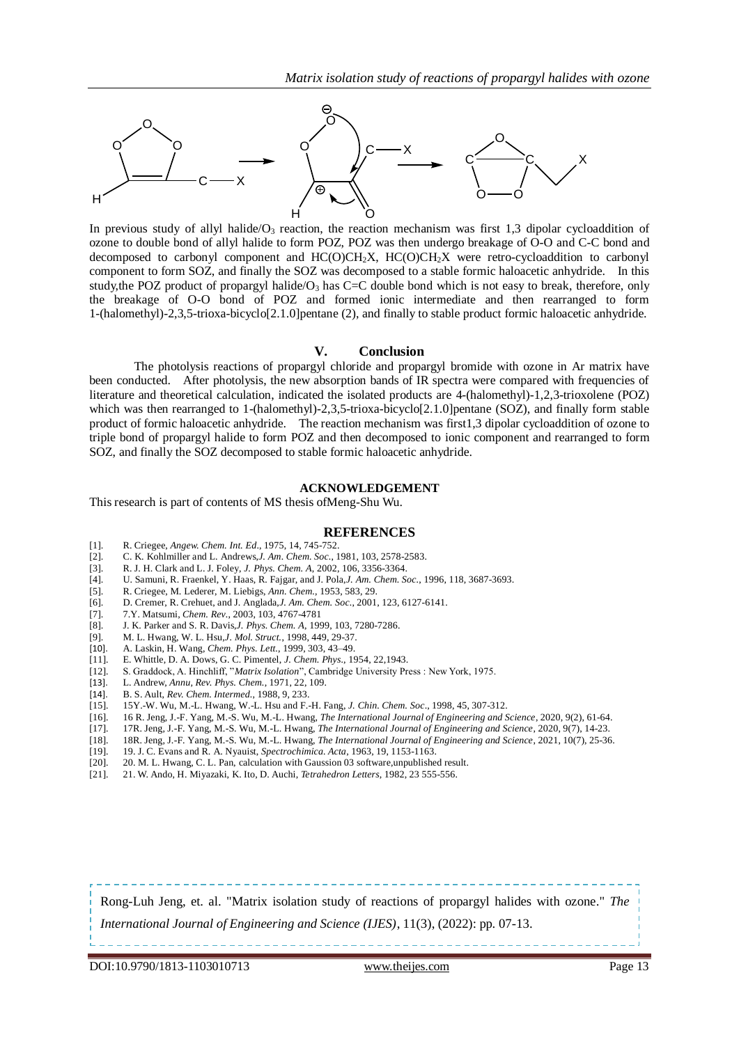In previous study of allyl halide/$O_3$ reaction, the reaction mechanism was first 1,3 dipolar cycloaddition of ozone to double bond of allyl halide to form POZ, POZ was then undergo breakage of O-O and C-C bond and decomposed to carbonyl component and $HC(O)CH_2X$, $HC(O)CH_2X$ were retro-cycloaddition to carbonyl component to form SOZ, and finally the SOZ was decomposed to a stable formic haloacetic anhydride. In this study,the POZ product of propargyl halide/$O_3$ has C=C double bond which is not easy to break, therefore, only the breakage of O-O bond of POZ and formed ionic intermediate and then rearranged to form 1-(halomethyl)-2,3,5-trioxa-bicyclo[2.1.0]pentane (2), and finally to stable product formic haloacetic anhydride.

## V. Conclusion

The photolysis reactions of propargyl chloride and propargyl bromide with ozone in Ar matrix have been conducted. After photolysis, the new absorption bands of IR spectra were compared with frequencies of literature and theoretical calculation, indicated the isolated products are 4-(halomethyl)-1,2,3-trioxolene (POZ) which was then rearranged to 1-(halomethyl)-2,3,5-trioxa-bicyclo[2.1.0]pentane (SOZ), and finally form stable product of formic haloacetic anhydride. The reaction mechanism was first1,3 dipolar cycloaddition of ozone to triple bond of propargyl halide to form POZ and then decomposed to ionic component and rearranged to form SOZ, and finally the SOZ decomposed to stable formic haloacetic anhydride.

## ACKNOWLEDGEMENT

This research is part of contents of MS thesis ofMeng-Shu Wu.

## REFERENCES

[1]. R. Criegee, *Angew. Chem. Int. Ed*., 1975, 14, 745-752.
[2]. C. K. Kohlmiller and L. Andrews,*J. Am. Chem. Soc*., 1981, 103, 2578-2583.
[3]. R. J. H. Clark and L. J. Foley, *J. Phys. Chem. A*, 2002, 106, 3356-3364.
[4]. U. Samuni, R. Fraenkel, Y. Haas, R. Fajgar, and J. Pola,*J. Am. Chem. Soc*., 1996, 118, 3687-3693.
[5]. R. Criegee, M. Lederer, M. Liebigs, *Ann. Chem*., 1953, 583, 29.
[6]. D. Cremer, R. Crehuet, and J. Anglada,*J. Am. Chem. Soc*., 2001, 123, 6127-6141.
[7]. 7.Y. Matsumi, *Chem. Rev*., 2003, 103, 4767-4781
[8]. J. K. Parker and S. R. Davis,*J. Phys. Chem. A*, 1999, 103, 7280-7286.
[9]. M. L. Hwang, W. L. Hsu,*J. Mol. Struct.*, 1998, 449, 29-37.
[10]. A. Laskin, H. Wang, *Chem. Phys. Lett*., 1999, 303, 43–49.
[11]. E. Whittle, D. A. Dows, G. C. Pimentel, *J. Chem. Phys*., 1954, 22,1943.
[12]. S. Graddock, A. Hinchliff, "*Matrix Isolation*", Cambridge University Press : New York, 1975.
[13]. L. Andrew, *Annu, Rev. Phys. Chem.*, 1971, 22, 109.
[14]. B. S. Ault, *Rev. Chem. Intermed*., 1988, 9, 233.
[15]. 15Y.-W. Wu, M.-L. Hwang, W.-L. Hsu and F.-H. Fang, *J. Chin. Chem. Soc*., 1998, 45, 307-312.
[16]. 16 R. Jeng, J.-F. Yang, M.-S. Wu, M.-L. Hwang, *The International Journal of Engineering and Science*, 2020, 9(2), 61-64.
[17]. 17R. Jeng, J.-F. Yang, M.-S. Wu, M.-L. Hwang, *The International Journal of Engineering and Science*, 2020, 9(7), 14-23.
[18]. 18R. Jeng, J.-F. Yang, M.-S. Wu, M.-L. Hwang, *The International Journal of Engineering and Science*, 2021, 10(7), 25-36.
[19]. 19. J. C. Evans and R. A. Nyauist, *Spectrochimica. Acta*, 1963, 19, 1153-1163.
[20]. 20. M. L. Hwang, C. L. Pan, calculation with Gaussion 03 software,unpublished result.
[21]. 21. W. Ando, H. Miyazaki, K. Ito, D. Auchi, *Tetrahedron Letters*, 1982, 23 555-556.

Rong-Luh Jeng, et. al. "Matrix isolation study of reactions of propargyl halides with ozone." *The International Journal of Engineering and Science (IJES)*, 11(3), (2022): pp. 07-13.